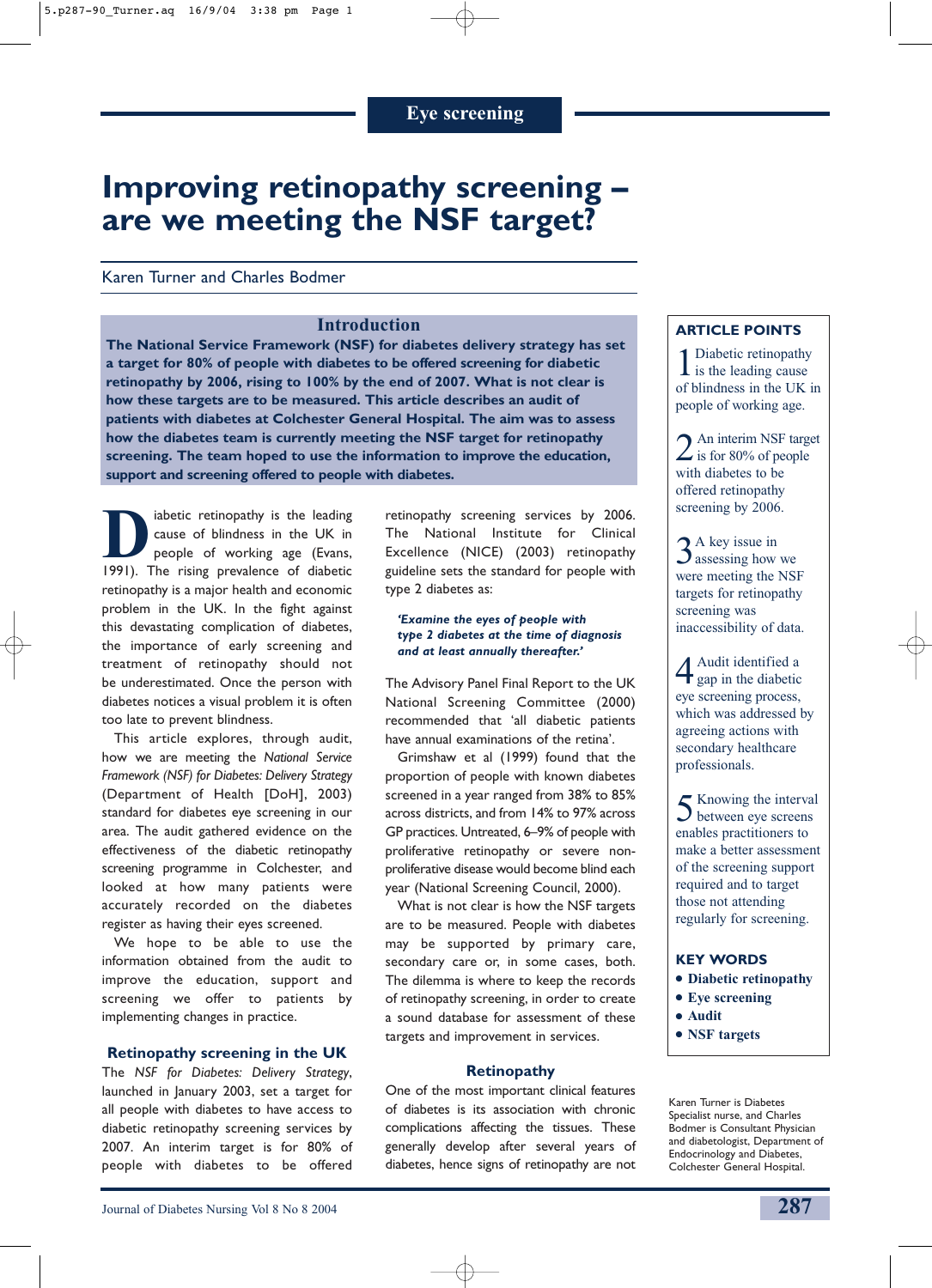Eye screening

# Improving retinopathy screening – are we meeting the NSF target?

Karen Turner and Charles Bodmer

## Introduction

**The National Service Framework (NSF) for diabetes delivery strategy has set a target for 80% of people with diabetes to be offered screening for diabetic retinopathy by 2006, rising to 100% by the end of 2007. What is not clear is how these targets are to be measured. This article describes an audit of patients with diabetes at Colchester General Hospital. The aim was to assess how the diabetes team is currently meeting the NSF target for retinopathy screening. The team hoped to use the information to improve the education, support and screening offered to people with diabetes.**

### ARTICLE POINTS

1. Diabetic retinopathy is the leading cause of blindness in the UK in people of working age.
2. An interim NSF target is for 80% of people with diabetes to be offered retinopathy screening by 2006.
3. A key issue in assessing how we were meeting the NSF targets for retinopathy screening was inaccessibility of data.
4. Audit identified a gap in the diabetic eye screening process, which was addressed by agreeing actions with secondary healthcare professionals.
5. Knowing the interval between eye screens enables practitioners to make a better assessment of the screening support required and to target those not attending regularly for screening.

### KEY WORDS

- **Diabetic retinopathy**
- **Eye screening**
- **Audit**
- **NSF targets**

Karen Turner is Diabetes Specialist nurse, and Charles Bodmer is Consultant Physician and diabetologist, Department of Endocrinology and Diabetes, Colchester General Hospital.

Diabetic retinopathy is the leading cause of blindness in the UK in people of working age (Evans, 1991). The rising prevalence of diabetic retinopathy is a major health and economic problem in the UK. In the fight against this devastating complication of diabetes, the importance of early screening and treatment of retinopathy should not be underestimated. Once the person with diabetes notices a visual problem it is often too late to prevent blindness.

This article explores, through audit, how we are meeting the *National Service Framework (NSF) for Diabetes: Delivery Strategy* (Department of Health [DoH], 2003) standard for diabetes eye screening in our area. The audit gathered evidence on the effectiveness of the diabetic retinopathy screening programme in Colchester, and looked at how many patients were accurately recorded on the diabetes register as having their eyes screened.

We hope to be able to use the information obtained from the audit to improve the education, support and screening we offer to patients by implementing changes in practice.

## Retinopathy screening in the UK

The *NSF for Diabetes: Delivery Strategy*, launched in January 2003, set a target for all people with diabetes to have access to diabetic retinopathy screening services by 2007. An interim target is for 80% of people with diabetes to be offered retinopathy screening services by 2006. The National Institute for Clinical Excellence (NICE) (2003) retinopathy guideline sets the standard for people with type 2 diabetes as:

> ***'Examine the eyes of people with type 2 diabetes at the time of diagnosis and at least annually thereafter.'***

The Advisory Panel Final Report to the UK National Screening Committee (2000) recommended that 'all diabetic patients have annual examinations of the retina'.

Grimshaw et al (1999) found that the proportion of people with known diabetes screened in a year ranged from 38% to 85% across districts, and from 14% to 97% across GP practices. Untreated, 6–9% of people with proliferative retinopathy or severe non-proliferative disease would become blind each year (National Screening Council, 2000).

What is not clear is how the NSF targets are to be measured. People with diabetes may be supported by primary care, secondary care or, in some cases, both. The dilemma is where to keep the records of retinopathy screening, in order to create a sound database for assessment of these targets and improvement in services.

## Retinopathy

One of the most important clinical features of diabetes is its association with chronic complications affecting the tissues. These generally develop after several years of diabetes, hence signs of retinopathy are not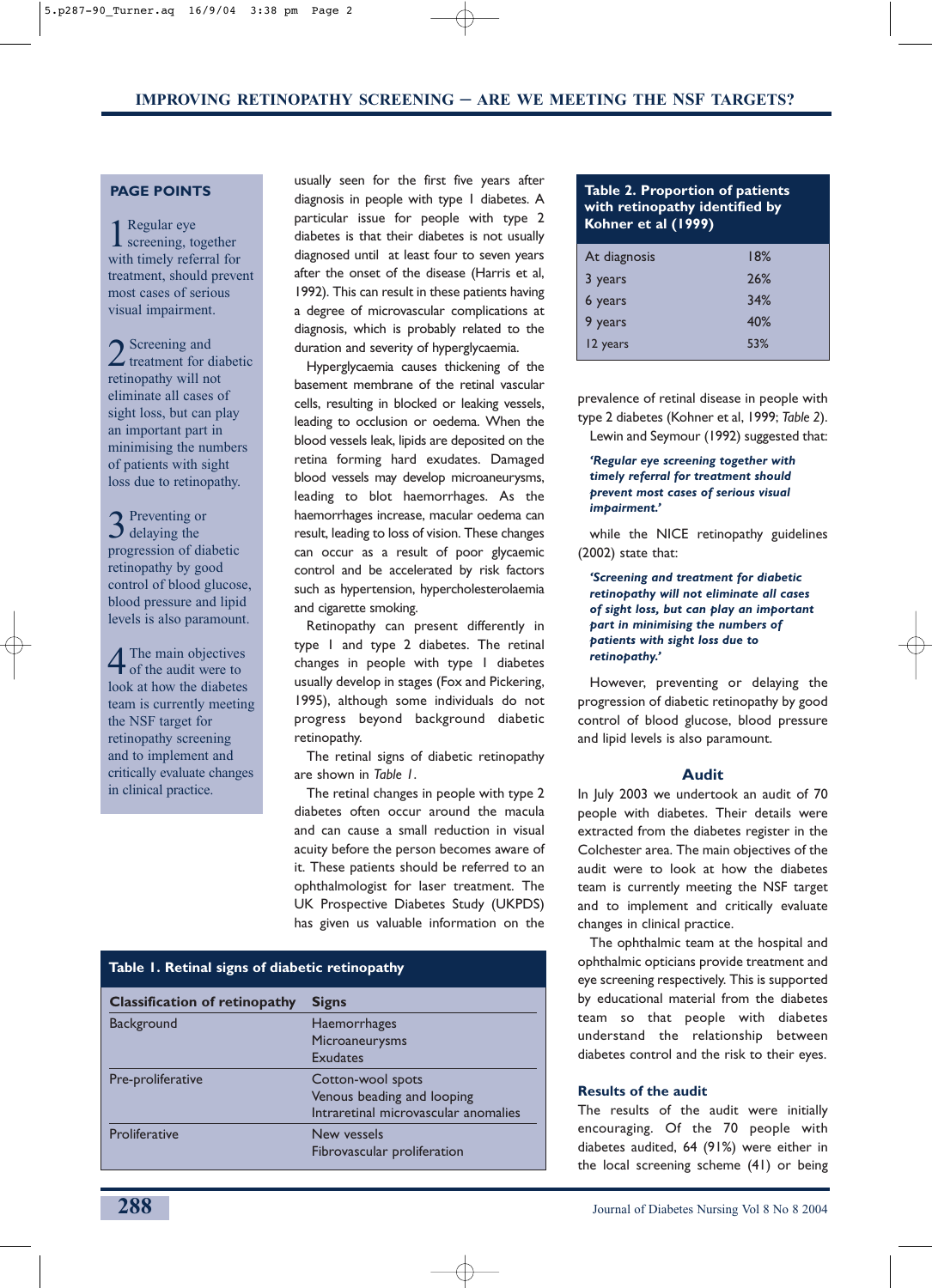## PAGE POINTS

1. Regular eye screening, together with timely referral for treatment, should prevent most cases of serious visual impairment.

2. Screening and treatment for diabetic retinopathy will not eliminate all cases of sight loss, but can play an important part in minimising the numbers of patients with sight loss due to retinopathy.

3. Preventing or delaying the progression of diabetic retinopathy by good control of blood glucose, blood pressure and lipid levels is also paramount.

4. The main objectives of the audit were to look at how the diabetes team is currently meeting the NSF target for retinopathy screening and to implement and critically evaluate changes in clinical practice.

usually seen for the first five years after diagnosis in people with type 1 diabetes. A particular issue for people with type 2 diabetes is that their diabetes is not usually diagnosed until at least four to seven years after the onset of the disease (Harris et al, 1992). This can result in these patients having a degree of microvascular complications at diagnosis, which is probably related to the duration and severity of hyperglycaemia.

Hyperglycaemia causes thickening of the basement membrane of the retinal vascular cells, resulting in blocked or leaking vessels, leading to occlusion or oedema. When the blood vessels leak, lipids are deposited on the retina forming hard exudates. Damaged blood vessels may develop microaneurysms, leading to blot haemorrhages. As the haemorrhages increase, macular oedema can result, leading to loss of vision. These changes can occur as a result of poor glycaemic control and be accelerated by risk factors such as hypertension, hypercholesterolaemia and cigarette smoking.

Retinopathy can present differently in type 1 and type 2 diabetes. The retinal changes in people with type 1 diabetes usually develop in stages (Fox and Pickering, 1995), although some individuals do not progress beyond background diabetic retinopathy.

The retinal signs of diabetic retinopathy are shown in *Table 1*.

The retinal changes in people with type 2 diabetes often occur around the macula and can cause a small reduction in visual acuity before the person becomes aware of it. These patients should be referred to an ophthalmologist for laser treatment. The UK Prospective Diabetes Study (UKPDS) has given us valuable information on the prevalence of retinal disease in people with type 2 diabetes (Kohner et al, 1999; *Table 2*).

**Table 1. Retinal signs of diabetic retinopathy**

| Classification of retinopathy | Signs |
|---|---|
| Background | Haemorrhages<br>Microaneurysms<br>Exudates |
| Pre-proliferative | Cotton-wool spots<br>Venous beading and looping<br>Intraretinal microvascular anomalies |
| Proliferative | New vessels<br>Fibrovascular proliferation |

**Table 2. Proportion of patients with retinopathy identified by Kohner et al (1999)**

| | |
|---|---|
| At diagnosis | 18% |
| 3 years | 26% |
| 6 years | 34% |
| 9 years | 40% |
| 12 years | 53% |

Lewin and Seymour (1992) suggested that:

> ***'Regular eye screening together with timely referral for treatment should prevent most cases of serious visual impairment.'***

while the NICE retinopathy guidelines (2002) state that:

> ***'Screening and treatment for diabetic retinopathy will not eliminate all cases of sight loss, but can play an important part in minimising the numbers of patients with sight loss due to retinopathy.'***

However, preventing or delaying the progression of diabetic retinopathy by good control of blood glucose, blood pressure and lipid levels is also paramount.

## Audit

In July 2003 we undertook an audit of 70 people with diabetes. Their details were extracted from the diabetes register in the Colchester area. The main objectives of the audit were to look at how the diabetes team is currently meeting the NSF target and to implement and critically evaluate changes in clinical practice.

The ophthalmic team at the hospital and ophthalmic opticians provide treatment and eye screening respectively. This is supported by educational material from the diabetes team so that people with diabetes understand the relationship between diabetes control and the risk to their eyes.

### Results of the audit

The results of the audit were initially encouraging. Of the 70 people with diabetes audited, 64 (91%) were either in the local screening scheme (41) or being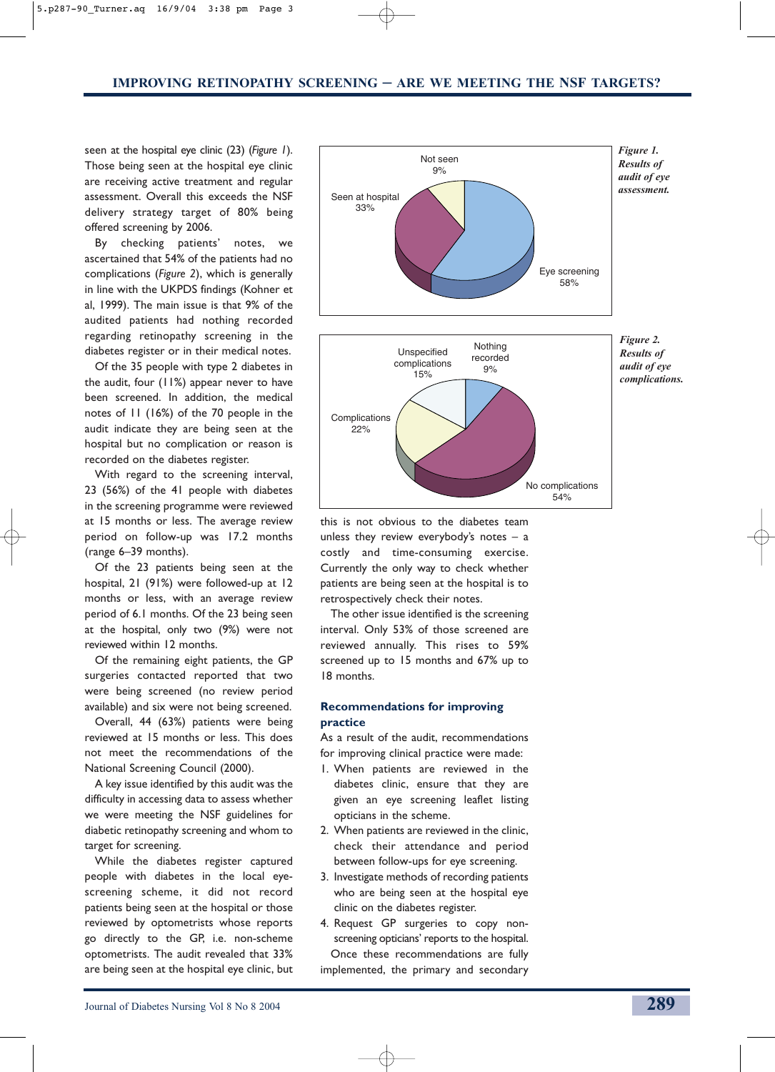seen at the hospital eye clinic (23) (*Figure 1*). Those being seen at the hospital eye clinic are receiving active treatment and regular assessment. Overall this exceeds the NSF delivery strategy target of 80% being offered screening by 2006.

By checking patients' notes, we ascertained that 54% of the patients had no complications (*Figure 2*), which is generally in line with the UKPDS findings (Kohner et al, 1999). The main issue is that 9% of the audited patients had nothing recorded regarding retinopathy screening in the diabetes register or in their medical notes.

Of the 35 people with type 2 diabetes in the audit, four (11%) appear never to have been screened. In addition, the medical notes of 11 (16%) of the 70 people in the audit indicate they are being seen at the hospital but no complication or reason is recorded on the diabetes register.

With regard to the screening interval, 23 (56%) of the 41 people with diabetes in the screening programme were reviewed at 15 months or less. The average review period on follow-up was 17.2 months (range 6–39 months).

Of the 23 patients being seen at the hospital, 21 (91%) were followed-up at 12 months or less, with an average review period of 6.1 months. Of the 23 being seen at the hospital, only two (9%) were not reviewed within 12 months.

Of the remaining eight patients, the GP surgeries contacted reported that two were being screened (no review period available) and six were not being screened.

Overall, 44 (63%) patients were being reviewed at 15 months or less. This does not meet the recommendations of the National Screening Council (2000).

A key issue identified by this audit was the difficulty in accessing data to assess whether we were meeting the NSF guidelines for diabetic retinopathy screening and whom to target for screening.

While the diabetes register captured people with diabetes in the local eye-screening scheme, it did not record patients being seen at the hospital or those reviewed by optometrists whose reports go directly to the GP, i.e. non-scheme optometrists. The audit revealed that 33% are being seen at the hospital eye clinic, but this is not obvious to the diabetes team unless they review everybody's notes – a costly and time-consuming exercise. Currently the only way to check whether patients are being seen at the hospital is to retrospectively check their notes.

The other issue identified is the screening interval. Only 53% of those screened are reviewed annually. This rises to 59% screened up to 15 months and 67% up to 18 months.

*Figure 1. Results of audit of eye assessment.* (Eye screening 58%; Seen at hospital 33%; Not seen 9%)

*Figure 2. Results of audit of eye complications.* (No complications 54%; Complications 22%; Unspecified complications 15%; Nothing recorded 9%)

## Recommendations for improving practice

As a result of the audit, recommendations for improving clinical practice were made:

1. When patients are reviewed in the diabetes clinic, ensure that they are given an eye screening leaflet listing opticians in the scheme.
2. When patients are reviewed in the clinic, check their attendance and period between follow-ups for eye screening.
3. Investigate methods of recording patients who are being seen at the hospital eye clinic on the diabetes register.
4. Request GP surgeries to copy non-screening opticians' reports to the hospital.

Once these recommendations are fully implemented, the primary and secondary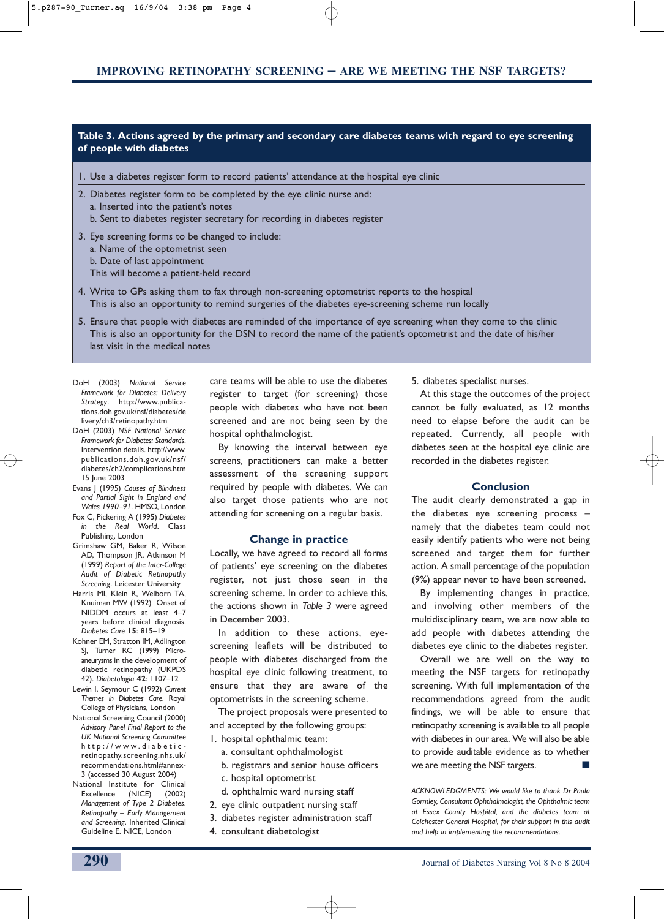**Table 3. Actions agreed by the primary and secondary care diabetes teams with regard to eye screening of people with diabetes**

| |
|---|
| 1. Use a diabetes register form to record patients' attendance at the hospital eye clinic |
| 2. Diabetes register form to be completed by the eye clinic nurse and:<br>a. Inserted into the patient's notes<br>b. Sent to diabetes register secretary for recording in diabetes register |
| 3. Eye screening forms to be changed to include:<br>a. Name of the optometrist seen<br>b. Date of last appointment<br>This will become a patient-held record |
| 4. Write to GPs asking them to fax through non-screening optometrist reports to the hospital<br>This is also an opportunity to remind surgeries of the diabetes eye-screening scheme run locally |
| 5. Ensure that people with diabetes are reminded of the importance of eye screening when they come to the clinic<br>This is also an opportunity for the DSN to record the name of the patient's optometrist and the date of his/her last visit in the medical notes |

care teams will be able to use the diabetes register to target (for screening) those people with diabetes who have not been screened and are not being seen by the hospital ophthalmologist.

By knowing the interval between eye screens, practitioners can make a better assessment of the screening support required by people with diabetes. We can also target those patients who are not attending for screening on a regular basis.

## Change in practice

Locally, we have agreed to record all forms of patients' eye screening on the diabetes register, not just those seen in the screening scheme. In order to achieve this, the actions shown in *Table 3* were agreed in December 2003.

In addition to these actions, eye-screening leaflets will be distributed to people with diabetes discharged from the hospital eye clinic following treatment, to ensure that they are aware of the optometrists in the screening scheme.

The project proposals were presented to and accepted by the following groups:

1. hospital ophthalmic team:
   a. consultant ophthalmologist
   b. registrars and senior house officers
   c. hospital optometrist
   d. ophthalmic ward nursing staff
2. eye clinic outpatient nursing staff
3. diabetes register administration staff
4. consultant diabetologist
5. diabetes specialist nurses.

At this stage the outcomes of the project cannot be fully evaluated, as 12 months need to elapse before the audit can be repeated. Currently, all people with diabetes seen at the hospital eye clinic are recorded in the diabetes register.

## Conclusion

The audit clearly demonstrated a gap in the diabetes eye screening process – namely that the diabetes team could not easily identify patients who were not being screened and target them for further action. A small percentage of the population (9%) appear never to have been screened.

By implementing changes in practice, and involving other members of the multidisciplinary team, we are now able to add people with diabetes attending the diabetes eye clinic to the diabetes register.

Overall we are well on the way to meeting the NSF targets for retinopathy screening. With full implementation of the recommendations agreed from the audit findings, we will be able to ensure that retinopathy screening is available to all people with diabetes in our area. We will also be able to provide auditable evidence as to whether we are meeting the NSF targets.

*ACKNOWLEDGMENTS: We would like to thank Dr Paula Gormley, Consultant Ophthalmologist, the Ophthalmic team at Essex County Hospital, and the diabetes team at Colchester General Hospital, for their support in this audit and help in implementing the recommendations.*

DoH (2003) *National Service Framework for Diabetes: Delivery Strategy*. http://www.publications.doh.gov.uk/nsf/diabetes/delivery/ch3/retinopathy.htm

DoH (2003) *NSF National Service Framework for Diabetes: Standards*. Intervention details. http://www.publications.doh.gov.uk/nsf/diabetes/ch2/complications.htm 15 June 2003

Evans J (1995) *Causes of Blindness and Partial Sight in England and Wales 1990–91*. HMSO, London

Fox C, Pickering A (1995) *Diabetes in the Real World*. Class Publishing, London

Grimshaw GM, Baker R, Wilson AD, Thompson JR, Atkinson M (1999) *Report of the Inter-College Audit of Diabetic Retinopathy Screening*. Leicester University

Harris MI, Klein R, Welborn TA, Knuiman MW (1992) Onset of NIDDM occurs at least 4–7 years before clinical diagnosis. *Diabetes Care* **15**: 815–19

Kohner EM, Stratton IM, Adlington SJ, Turner RC (1999) Microaneurysms in the development of diabetic retinopathy (UKPDS 42). *Diabetologia* **42**: 1107–12

Lewin I, Seymour C (1992) *Current Themes in Diabetes Care*. Royal College of Physicians, London

National Screening Council (2000) *Advisory Panel Final Report to the UK National Screening Committee* http://www.diabetic-retinopathy.screening.nhs.uk/recommendations.html#annex-3 (accessed 30 August 2004)

National Institute for Clinical Excellence (NICE) (2002) *Management of Type 2 Diabetes. Retinopathy – Early Management and Screening*. Inherited Clinical Guideline E. NICE, London